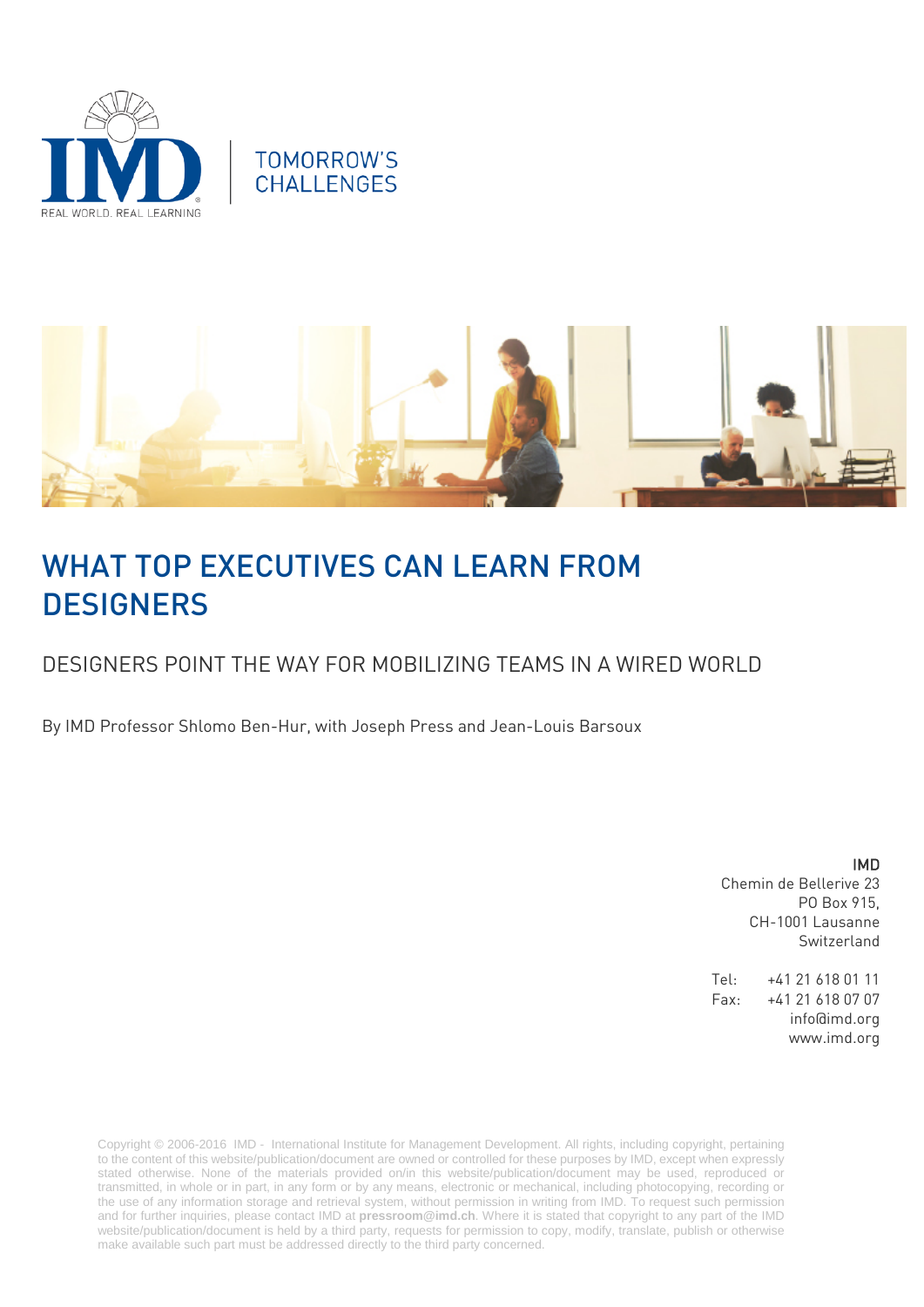TOMORROW'S CHALLENGES

# WHAT TOP EXECUTIVES CAN LEARN FROM DESIGNERS

## DESIGNERS POINT THE WAY FOR MOBILIZING TEAMS IN A WIRED WORLD

By IMD Professor Shlomo Ben-Hur, with Joseph Press and Jean-Louis Barsoux

**IMD**
Chemin de Bellerive 23
PO Box 915,
CH-1001 Lausanne
Switzerland

Tel: +41 21 618 01 11
Fax: +41 21 618 07 07
info@imd.org
www.imd.org

Copyright © 2006-2016 IMD - International Institute for Management Development. All rights, including copyright, pertaining to the content of this website/publication/document are owned or controlled for these purposes by IMD, except when expressly stated otherwise. None of the materials provided on/in this website/publication/document may be used, reproduced or transmitted, in whole or in part, in any form or by any means, electronic or mechanical, including photocopying, recording or the use of any information storage and retrieval system, without permission in writing from IMD. To request such permission and for further inquiries, please contact IMD at **pressroom@imd.ch**. Where it is stated that copyright to any part of the IMD website/publication/document is held by a third party, requests for permission to copy, modify, translate, publish or otherwise make available such part must be addressed directly to the third party concerned.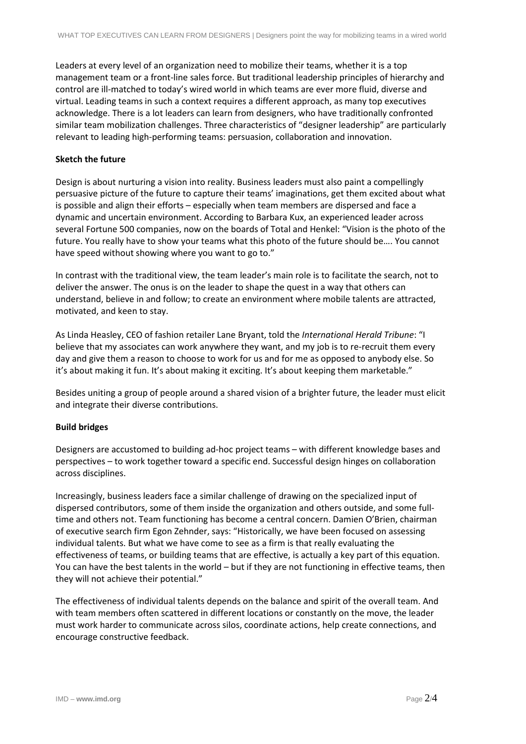Leaders at every level of an organization need to mobilize their teams, whether it is a top management team or a front-line sales force. But traditional leadership principles of hierarchy and control are ill-matched to today's wired world in which teams are ever more fluid, diverse and virtual. Leading teams in such a context requires a different approach, as many top executives acknowledge. There is a lot leaders can learn from designers, who have traditionally confronted similar team mobilization challenges. Three characteristics of "designer leadership" are particularly relevant to leading high-performing teams: persuasion, collaboration and innovation.

**Sketch the future**

Design is about nurturing a vision into reality. Business leaders must also paint a compellingly persuasive picture of the future to capture their teams' imaginations, get them excited about what is possible and align their efforts – especially when team members are dispersed and face a dynamic and uncertain environment. According to Barbara Kux, an experienced leader across several Fortune 500 companies, now on the boards of Total and Henkel: "Vision is the photo of the future. You really have to show your teams what this photo of the future should be…. You cannot have speed without showing where you want to go to."

In contrast with the traditional view, the team leader's main role is to facilitate the search, not to deliver the answer. The onus is on the leader to shape the quest in a way that others can understand, believe in and follow; to create an environment where mobile talents are attracted, motivated, and keen to stay.

As Linda Heasley, CEO of fashion retailer Lane Bryant, told the *International Herald Tribune*: "I believe that my associates can work anywhere they want, and my job is to re-recruit them every day and give them a reason to choose to work for us and for me as opposed to anybody else. So it's about making it fun. It's about making it exciting. It's about keeping them marketable."

Besides uniting a group of people around a shared vision of a brighter future, the leader must elicit and integrate their diverse contributions.

**Build bridges**

Designers are accustomed to building ad-hoc project teams – with different knowledge bases and perspectives – to work together toward a specific end. Successful design hinges on collaboration across disciplines.

Increasingly, business leaders face a similar challenge of drawing on the specialized input of dispersed contributors, some of them inside the organization and others outside, and some full-time and others not. Team functioning has become a central concern. Damien O'Brien, chairman of executive search firm Egon Zehnder, says: "Historically, we have been focused on assessing individual talents. But what we have come to see as a firm is that really evaluating the effectiveness of teams, or building teams that are effective, is actually a key part of this equation. You can have the best talents in the world – but if they are not functioning in effective teams, then they will not achieve their potential."

The effectiveness of individual talents depends on the balance and spirit of the overall team. And with team members often scattered in different locations or constantly on the move, the leader must work harder to communicate across silos, coordinate actions, help create connections, and encourage constructive feedback.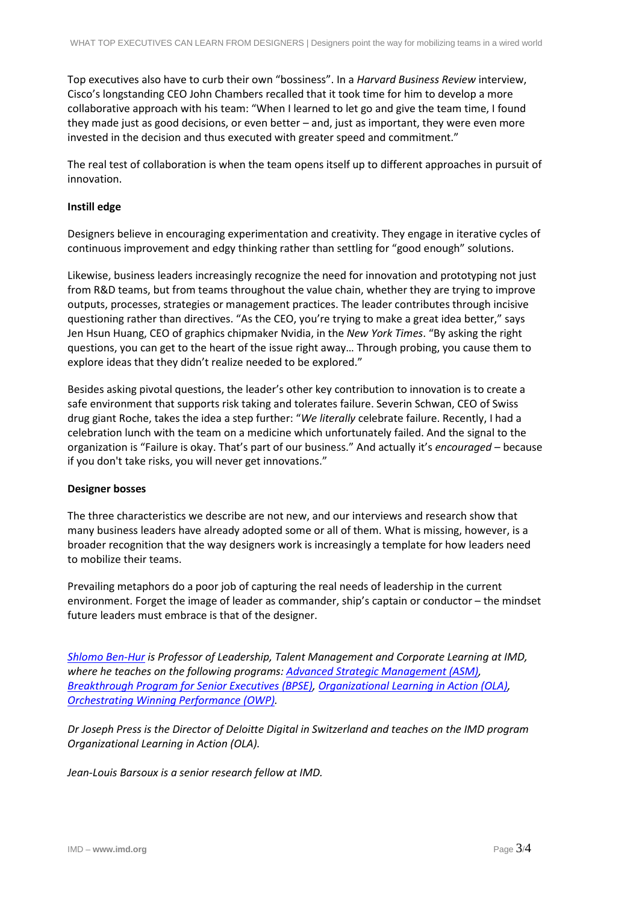Top executives also have to curb their own “bossiness”. In a *Harvard Business Review* interview, Cisco’s longstanding CEO John Chambers recalled that it took time for him to develop a more collaborative approach with his team: “When I learned to let go and give the team time, I found they made just as good decisions, or even better – and, just as important, they were even more invested in the decision and thus executed with greater speed and commitment.”

The real test of collaboration is when the team opens itself up to different approaches in pursuit of innovation.

**Instill edge**

Designers believe in encouraging experimentation and creativity. They engage in iterative cycles of continuous improvement and edgy thinking rather than settling for “good enough” solutions.

Likewise, business leaders increasingly recognize the need for innovation and prototyping not just from R&D teams, but from teams throughout the value chain, whether they are trying to improve outputs, processes, strategies or management practices. The leader contributes through incisive questioning rather than directives. “As the CEO, you’re trying to make a great idea better,” says Jen Hsun Huang, CEO of graphics chipmaker Nvidia, in the *New York Times*. “By asking the right questions, you can get to the heart of the issue right away… Through probing, you cause them to explore ideas that they didn’t realize needed to be explored.”

Besides asking pivotal questions, the leader’s other key contribution to innovation is to create a safe environment that supports risk taking and tolerates failure. Severin Schwan, CEO of Swiss drug giant Roche, takes the idea a step further: “*We literally* celebrate failure. Recently, I had a celebration lunch with the team on a medicine which unfortunately failed. And the signal to the organization is “Failure is okay. That’s part of our business.” And actually it’s *encouraged* – because if you don't take risks, you will never get innovations.”

**Designer bosses**

The three characteristics we describe are not new, and our interviews and research show that many business leaders have already adopted some or all of them. What is missing, however, is a broader recognition that the way designers work is increasingly a template for how leaders need to mobilize their teams.

Prevailing metaphors do a poor job of capturing the real needs of leadership in the current environment. Forget the image of leader as commander, ship’s captain or conductor – the mindset future leaders must embrace is that of the designer.

*Shlomo Ben-Hur is Professor of Leadership, Talent Management and Corporate Learning at IMD, where he teaches on the following programs: Advanced Strategic Management (ASM), Breakthrough Program for Senior Executives (BPSE), Organizational Learning in Action (OLA), Orchestrating Winning Performance (OWP).*

*Dr Joseph Press is the Director of Deloitte Digital in Switzerland and teaches on the IMD program Organizational Learning in Action (OLA).*

*Jean-Louis Barsoux is a senior research fellow at IMD.*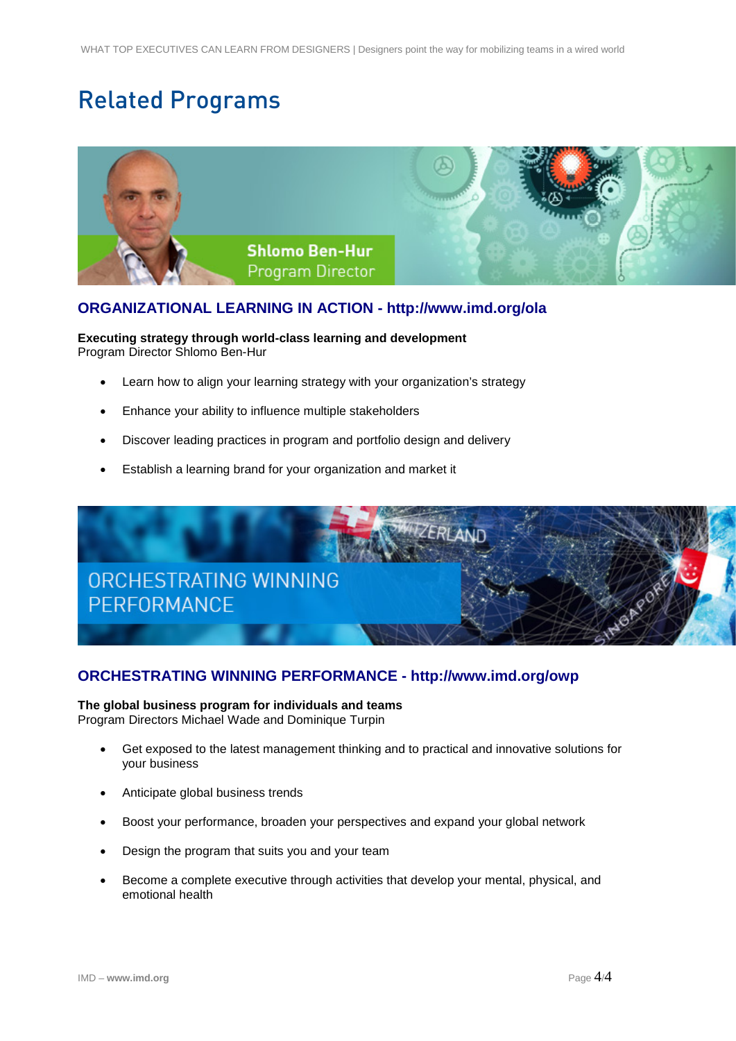# Related Programs

## ORGANIZATIONAL LEARNING IN ACTION - http://www.imd.org/ola

**Executing strategy through world-class learning and development**
Program Director Shlomo Ben-Hur

- Learn how to align your learning strategy with your organization's strategy
- Enhance your ability to influence multiple stakeholders
- Discover leading practices in program and portfolio design and delivery
- Establish a learning brand for your organization and market it

## ORCHESTRATING WINNING PERFORMANCE - http://www.imd.org/owp

**The global business program for individuals and teams**
Program Directors Michael Wade and Dominique Turpin

- Get exposed to the latest management thinking and to practical and innovative solutions for your business
- Anticipate global business trends
- Boost your performance, broaden your perspectives and expand your global network
- Design the program that suits you and your team
- Become a complete executive through activities that develop your mental, physical, and emotional health